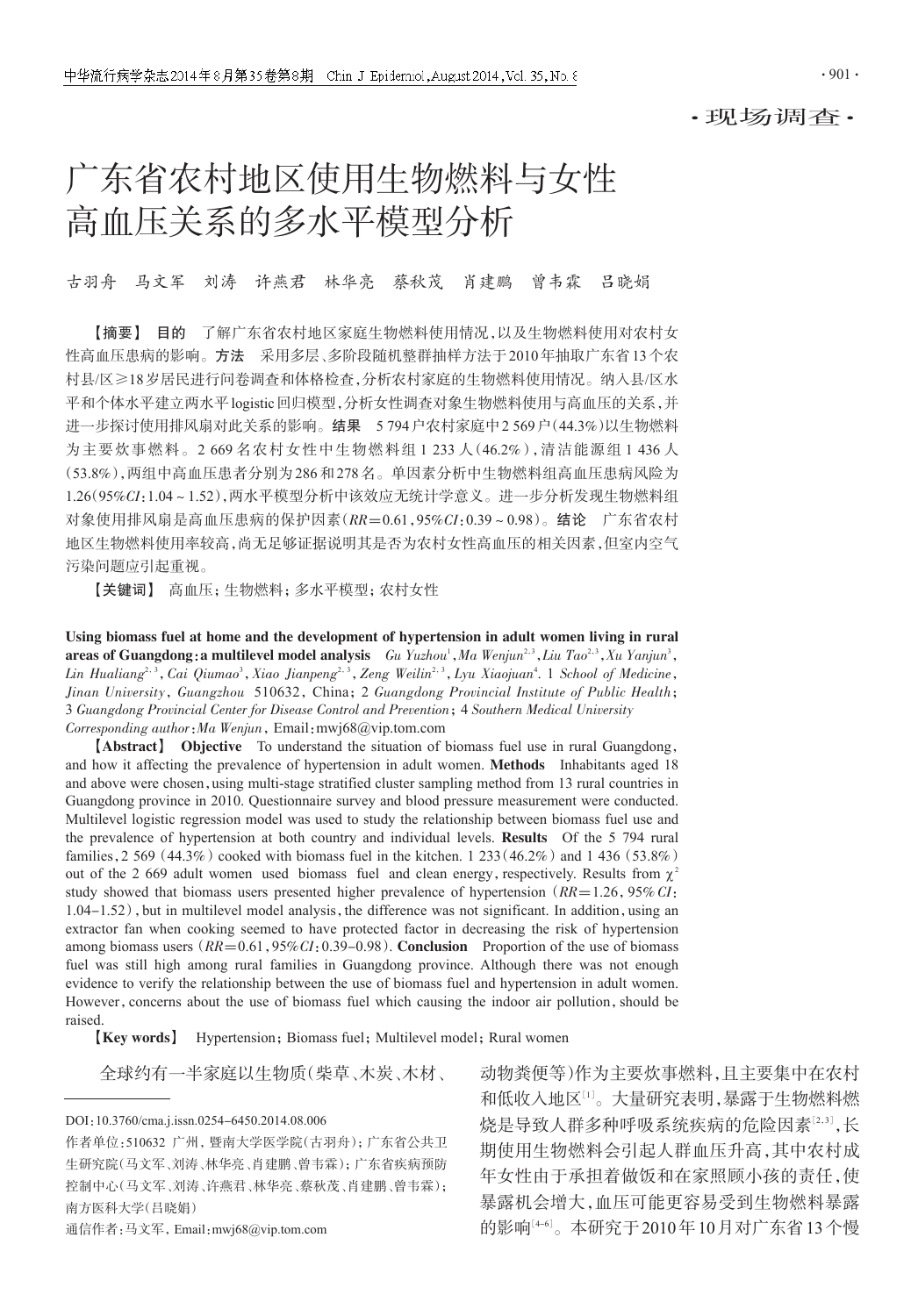·现场调查·

# 广东省农村地区使用生物燃料与女性高血压关系的多水平模型分析

古羽舟　马文军　刘涛　许燕君　林华亮　蔡秋茂　肖建鹏　曾韦霖　吕晓娟

**【摘要】　目的**　了解广东省农村地区家庭生物燃料使用情况，以及生物燃料使用对农村女性高血压患病的影响。**方法**　采用多层、多阶段随机整群抽样方法于2010年抽取广东省13个农村县/区≥18岁居民进行问卷调查和体格检查，分析农村家庭的生物燃料使用情况。纳入县/区水平和个体水平建立两水平logistic回归模型，分析女性调查对象生物燃料使用与高血压的关系，并进一步探讨使用排风扇对此关系的影响。**结果**　5 794户农村家庭中2 569户（44.3%）以生物燃料为主要炊事燃料。2 669名农村女性中生物燃料组1 233人（46.2%），清洁能源组1 436人（53.8%），两组中高血压患者分别为286和278名。单因素分析中生物燃料组高血压患病风险为1.26（95%*CI*：1.04～1.52），两水平模型分析中该效应无统计学意义。进一步分析发现生物燃料组对象使用排风扇是高血压患病的保护因素（*RR*=0.61，95%*CI*：0.39～0.98）。**结论**　广东省农村地区生物燃料使用率较高，尚无足够证据说明其是否为农村女性高血压的相关因素，但室内空气污染问题应引起重视。

**【关键词】**　高血压；生物燃料；多水平模型；农村女性

**Using biomass fuel at home and the development of hypertension in adult women living in rural areas of Guangdong: a multilevel model analysis**　*Gu Yuzhou*[1], *Ma Wenjun*[2,3], *Liu Tao*[2,3], *Xu Yanjun*[3], *Lin Hualiang*[2,3], *Cai Qiumao*[3], *Xiao Jianpeng*[2,3], *Zeng Weilin*[2,3], *Lyu Xiaojuan*[4]. *1 School of Medicine, Jinan University, Guangzhou 510632, China; 2 Guangdong Provincial Institute of Public Health; 3 Guangdong Provincial Center for Disease Control and Prevention; 4 Southern Medical University*

*Corresponding author*: *Ma Wenjun*, Email: mwj68@vip.tom.com

**【Abstract】　Objective**　To understand the situation of biomass fuel use in rural Guangdong, and how it affecting the prevalence of hypertension in adult women. **Methods**　Inhabitants aged 18 and above were chosen, using multi-stage stratified cluster sampling method from 13 rural countries in Guangdong province in 2010. Questionnaire survey and blood pressure measurement were conducted. Multilevel logistic regression model was used to study the relationship between biomass fuel use and the prevalence of hypertension at both country and individual levels. **Results**　Of the 5 794 rural families, 2 569 (44.3%) cooked with biomass fuel in the kitchen. 1 233 (46.2%) and 1 436 (53.8%) out of the 2 669 adult women used biomass fuel and clean energy, respectively. Results from $\chi^2$ study showed that biomass users presented higher prevalence of hypertension (*RR*=1.26, 95%*CI*: 1.04–1.52), but in multilevel model analysis, the difference was not significant. In addition, using an extractor fan when cooking seemed to have protected factor in decreasing the risk of hypertension among biomass users (*RR*=0.61, 95%*CI*: 0.39–0.98). **Conclusion**　Proportion of the use of biomass fuel was still high among rural families in Guangdong province. Although there was not enough evidence to verify the relationship between the use of biomass fuel and hypertension in adult women. However, concerns about the use of biomass fuel which causing the indoor air pollution, should be raised.

**【Key words】**　Hypertension; Biomass fuel; Multilevel model; Rural women

全球约有一半家庭以生物质（柴草、木炭、木材、动物粪便等）作为主要炊事燃料，且主要集中在农村和低收入地区[1]。大量研究表明，暴露于生物燃料燃烧是导致人群多种呼吸系统疾病的危险因素[2,3]，长期使用生物燃料会引起人群血压升高，其中农村成年女性由于承担着做饭和在家照顾小孩的责任，使暴露机会增大，血压可能更容易受到生物燃料暴露的影响[4-6]。本研究于2010年10月对广东省13个慢

---

DOI：10.3760/cma.j.issn.0254-6450.2014.08.006

作者单位：510632 广州，暨南大学医学院（古羽舟）；广东省公共卫生研究院（马文军、刘涛、林华亮、肖建鹏、曾韦霖）；广东省疾病预防控制中心（马文军、刘涛、许燕君、林华亮、蔡秋茂、肖建鹏、曾韦霖）；南方医科大学（吕晓娟）

通信作者：马文军，Email：mwj68@vip.tom.com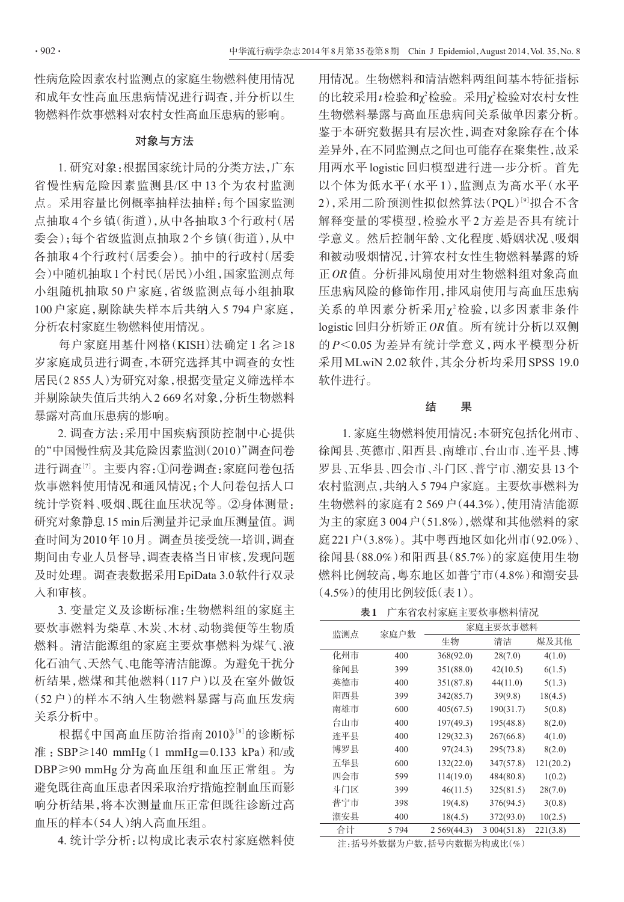性病危险因素农村监测点的家庭生物燃料使用情况和成年女性高血压患病情况进行调查，并分析以生物燃料作炊事燃料对农村女性高血压患病的影响。

## 对象与方法

1. 研究对象：根据国家统计局的分类方法，广东省慢性病危险因素监测县/区中13个为农村监测点。采用容量比例概率抽样法抽样：每个国家监测点抽取4个乡镇（街道），从中各抽取3个行政村（居委会）；每个省级监测点抽取2个乡镇（街道），从中各抽取4个行政村（居委会）。抽中的行政村（居委会）中随机抽取1个村民（居民）小组，国家监测点每小组随机抽取50户家庭，省级监测点每小组抽取100户家庭，剔除缺失样本后共纳入5 794户家庭，分析农村家庭生物燃料使用情况。

每户家庭用基什网格（KISH）法确定1名≥18岁家庭成员进行调查，本研究选择其中调查的女性居民（2 855人）为研究对象，根据变量定义筛选样本并剔除缺失值后共纳入2 669名对象，分析生物燃料暴露对高血压患病的影响。

2. 调查方法：采用中国疾病预防控制中心提供的"中国慢性病及其危险因素监测（2010）"调查问卷进行调查[7]。主要内容：①问卷调查：家庭问卷包括炊事燃料使用情况和通风情况；个人问卷包括人口统计学资料、吸烟、既往血压状况等。②身体测量：研究对象静息15 min后测量并记录血压测量值。调查时间为2010年10月。调查员接受统一培训，调查期间由专业人员督导，调查表格当日审核，发现问题及时处理。调查表数据采用EpiData 3.0软件行双录入和审核。

3. 变量定义及诊断标准：生物燃料组的家庭主要炊事燃料为柴草、木炭、木材、动物粪便等生物质燃料。清洁能源组的家庭主要炊事燃料为煤气、液化石油气、天然气、电能等清洁能源。为避免干扰分析结果，燃煤和其他燃料（117户）以及在室外做饭（52户）的样本不纳入生物燃料暴露与高血压发病关系分析中。

根据《中国高血压防治指南2010》[8]的诊断标准：SBP≥140 mmHg（1 mmHg＝0.133 kPa）和/或DBP≥90 mmHg分为高血压组和血压正常组。为避免既往高血压患者因采取治疗措施控制血压而影响分析结果，将本次测量血压正常但既往诊断过高血压的样本（54人）纳入高血压组。

4. 统计学分析：以构成比表示农村家庭燃料使用情况。生物燃料和清洁燃料两组间基本特征指标的比较采用$t$检验和$\chi^2$检验。采用$\chi^2$检验对农村女性生物燃料暴露与高血压患病间关系做单因素分析。鉴于本研究数据具有层次性，调查对象除存在个体差异外，在不同监测点之间也可能存在聚集性，故采用两水平logistic回归模型进行进一步分析。首先以个体为低水平（水平1），监测点为高水平（水平2），采用二阶预测性拟似然算法（PQL）[9]拟合不含解释变量的零模型，检验水平2方差是否具有统计学意义。然后控制年龄、文化程度、婚姻状况、吸烟和被动吸烟情况，计算农村女性生物燃料暴露的矫正$OR$值。分析排风扇使用对生物燃料组对象高血压患病风险的修饰作用，排风扇使用与高血压患病关系的单因素分析采用$\chi^2$检验，以多因素非条件logistic回归分析矫正$OR$值。所有统计分析以双侧的$P$<0.05为差异有统计学意义，两水平模型分析采用MLwiN 2.02软件，其余分析均采用SPSS 19.0软件进行。

## 结　果

1. 家庭生物燃料使用情况：本研究包括化州市、徐闻县、英德市、阳西县、南雄市、台山市、连平县、博罗县、五华县、四会市、斗门区、普宁市、潮安县13个农村监测点，共纳入5 794户家庭。主要炊事燃料为生物燃料的家庭有2 569户（44.3%），使用清洁能源为主的家庭3 004户（51.8%），燃煤和其他燃料的家庭221户（3.8%）。其中粤西地区如化州市（92.0%）、徐闻县（88.0%）和阳西县（85.7%）的家庭使用生物燃料比例较高，粤东地区如普宁市（4.8%）和潮安县（4.5%）的使用比例较低（表1）。

**表1**　广东省农村家庭主要炊事燃料情况

| 监测点 | 家庭户数 | 家庭主要炊事燃料 | | |
|---|---|---|---|---|
| | | 生物 | 清洁 | 煤及其他 |
| 化州市 | 400 | 368(92.0) | 28(7.0) | 4(1.0) |
| 徐闻县 | 399 | 351(88.0) | 42(10.5) | 6(1.5) |
| 英德市 | 400 | 351(87.8) | 44(11.0) | 5(1.3) |
| 阳西县 | 399 | 342(85.7) | 39(9.8) | 18(4.5) |
| 南雄市 | 600 | 405(67.5) | 190(31.7) | 5(0.8) |
| 台山市 | 400 | 197(49.3) | 195(48.8) | 8(2.0) |
| 连平县 | 400 | 129(32.3) | 267(66.8) | 4(1.0) |
| 博罗县 | 400 | 97(24.3) | 295(73.8) | 8(2.0) |
| 五华县 | 600 | 132(22.0) | 347(57.8) | 121(20.2) |
| 四会市 | 599 | 114(19.0) | 484(80.8) | 1(0.2) |
| 斗门区 | 399 | 46(11.5) | 325(81.5) | 28(7.0) |
| 普宁市 | 398 | 19(4.8) | 376(94.5) | 3(0.8) |
| 潮安县 | 400 | 18(4.5) | 372(93.0) | 10(2.5) |
| 合计 | 5 794 | 2 569(44.3) | 3 004(51.8) | 221(3.8) |

注：括号外数据为户数，括号内数据为构成比（%）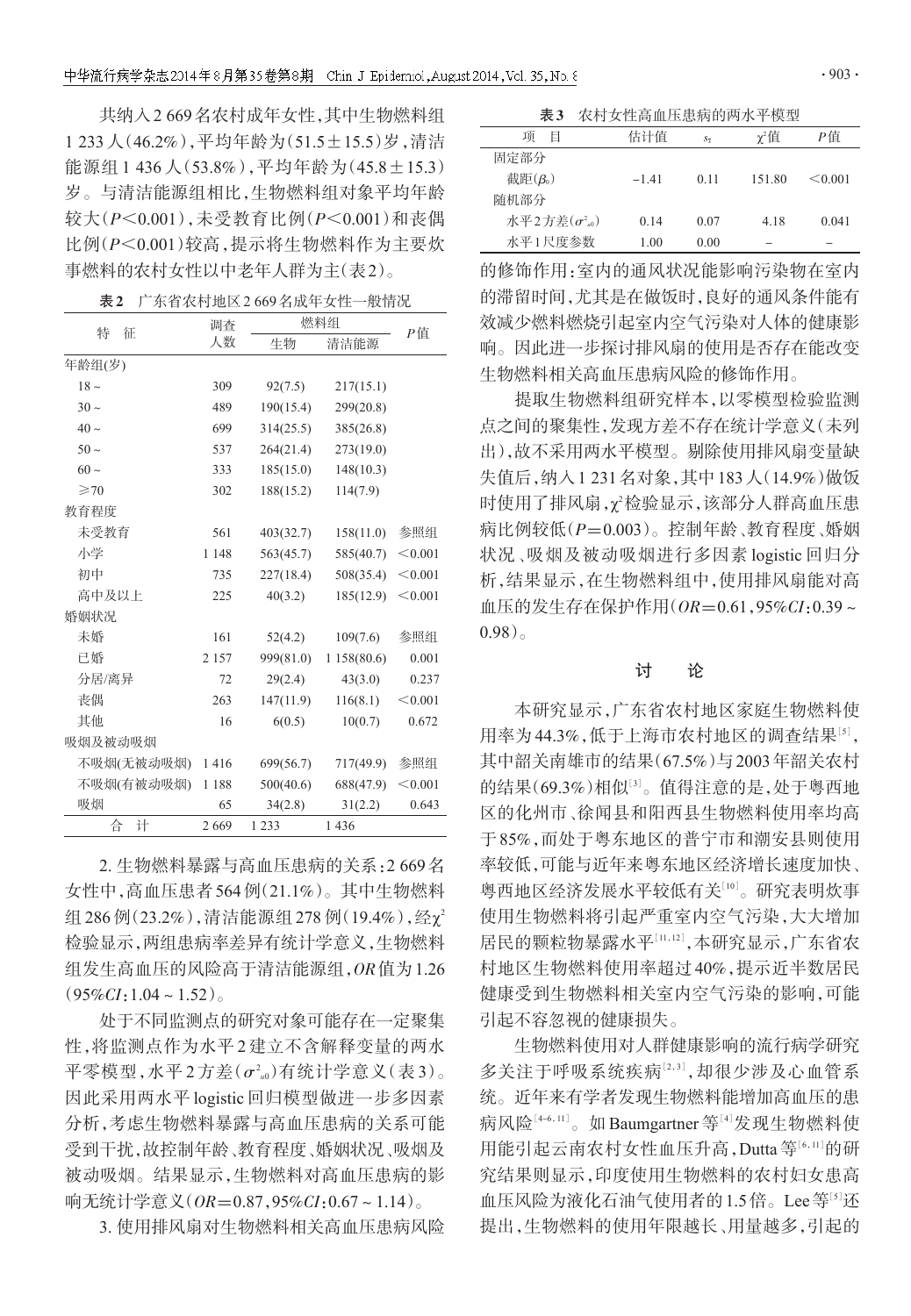共纳入2 669名农村成年女性，其中生物燃料组1 233人(46.2%)，平均年龄为(51.5±15.5)岁，清洁能源组1 436人(53.8%)，平均年龄为(45.8±15.3)岁。与清洁能源组相比，生物燃料组对象平均年龄较大($P$<0.001)，未受教育比例($P$<0.001)和丧偶比例($P$<0.001)较高，提示将生物燃料作为主要炊事燃料的农村女性以中老年人群为主(表2)。

**表2** 广东省农村地区2 669名成年女性一般情况

| 特　征 | 调查人数 | 燃料组 | | $P$值 |
|---|---|---|---|---|
| | | 生物 | 清洁能源 | |
| 年龄组(岁) | | | | |
| 18～ | 309 | 92(7.5) | 217(15.1) | |
| 30～ | 489 | 190(15.4) | 299(20.8) | |
| 40～ | 699 | 314(25.5) | 385(26.8) | |
| 50～ | 537 | 264(21.4) | 273(19.0) | |
| 60～ | 333 | 185(15.0) | 148(10.3) | |
| ≥70 | 302 | 188(15.2) | 114(7.9) | |
| 教育程度 | | | | |
| 未受教育 | 561 | 403(32.7) | 158(11.0) | 参照组 |
| 小学 | 1 148 | 563(45.7) | 585(40.7) | <0.001 |
| 初中 | 735 | 227(18.4) | 508(35.4) | <0.001 |
| 高中及以上 | 225 | 40(3.2) | 185(12.9) | <0.001 |
| 婚姻状况 | | | | |
| 未婚 | 161 | 52(4.2) | 109(7.6) | 参照组 |
| 已婚 | 2 157 | 999(81.0) | 1 158(80.6) | 0.001 |
| 分居/离异 | 72 | 29(2.4) | 43(3.0) | 0.237 |
| 丧偶 | 263 | 147(11.9) | 116(8.1) | <0.001 |
| 其他 | 16 | 6(0.5) | 10(0.7) | 0.672 |
| 吸烟及被动吸烟 | | | | |
| 不吸烟(无被动吸烟) | 1 416 | 699(56.7) | 717(49.9) | 参照组 |
| 不吸烟(有被动吸烟) | 1 188 | 500(40.6) | 688(47.9) | <0.001 |
| 吸烟 | 65 | 34(2.8) | 31(2.2) | 0.643 |
| 合　计 | 2 669 | 1 233 | 1 436 | |

2. 生物燃料暴露与高血压患病的关系：2 669名女性中，高血压患者564例(21.1%)。其中生物燃料组286例(23.2%)，清洁能源组278例(19.4%)，经$\chi^2$检验显示，两组患病率差异有统计学意义，生物燃料组发生高血压的风险高于清洁能源组，$OR$值为1.26(95%$CI$：1.04～1.52)。

处于不同监测点的研究对象可能存在一定聚集性，将监测点作为水平2建立不含解释变量的两水平零模型，水平2方差($\sigma^2_{u0}$)有统计学意义(表3)。因此采用两水平logistic回归模型做进一步多因素分析，考虑生物燃料暴露与高血压患病的关系可能受到干扰，故控制年龄、教育程度、婚姻状况、吸烟及被动吸烟。结果显示，生物燃料对高血压患病的影响无统计学意义($OR$=0.87，95%$CI$：0.67～1.14)。

3. 使用排风扇对生物燃料相关高血压患病风险的修饰作用：室内的通风状况能影响污染物在室内的滞留时间，尤其是在做饭时，良好的通风条件能有效减少燃料燃烧引起室内空气污染对人体的健康影响。因此进一步探讨排风扇的使用是否存在能改变生物燃料相关高血压患病风险的修饰作用。

**表3** 农村女性高血压患病的两水平模型

| 项　目 | 估计值 | $s_{\bar{x}}$ | $\chi^2$值 | $P$值 |
|---|---|---|---|---|
| 固定部分 | | | | |
| 截距($\beta_0$) | −1.41 | 0.11 | 151.80 | <0.001 |
| 随机部分 | | | | |
| 水平2方差($\sigma^2_{u0}$) | 0.14 | 0.07 | 4.18 | 0.041 |
| 水平1尺度参数 | 1.00 | 0.00 | － | － |

提取生物燃料组研究样本，以零模型检验监测点之间的聚集性，发现方差不存在统计学意义(未列出)，故不采用两水平模型。剔除使用排风扇变量缺失值后，纳入1 231名对象，其中183人(14.9%)做饭时使用了排风扇，$\chi^2$检验显示，该部分人群高血压患病比例较低($P$=0.003)。控制年龄、教育程度、婚姻状况、吸烟及被动吸烟进行多因素logistic回归分析，结果显示，在生物燃料组中，使用排风扇能对高血压的发生存在保护作用($OR$=0.61，95%$CI$：0.39～0.98)。

## 讨　论

本研究显示，广东省农村地区家庭生物燃料使用率为44.3%，低于上海市农村地区的调查结果[5]，其中韶关南雄市的结果(67.5%)与2003年韶关农村的结果(69.3%)相似[3]。值得注意的是，处于粤西地区的化州市、徐闻县和阳西县生物燃料使用率均高于85%，而处于粤东地区的普宁市和潮安县则使用率较低，可能与近年来粤东地区经济增长速度加快、粤西地区经济发展水平较低有关[10]。研究表明炊事使用生物燃料将引起严重室内空气污染，大大增加居民的颗粒物暴露水平[11,12]，本研究显示，广东省农村地区生物燃料使用率超过40%，提示近半数居民健康受到生物燃料相关室内空气污染的影响，可能引起不容忽视的健康损失。

生物燃料使用对人群健康影响的流行病学研究多关注于呼吸系统疾病[2,3]，却很少涉及心血管系统。近年来有学者发现生物燃料能增加高血压的患病风险[4-6,11]。如Baumgartner等[4]发现生物燃料使用能引起云南农村女性血压升高，Dutta等[6,11]的研究结果则显示，印度使用生物燃料的农村妇女患高血压风险为液化石油气使用者的1.5倍。Lee等[5]还提出，生物燃料的使用年限越长、用量越多，引起的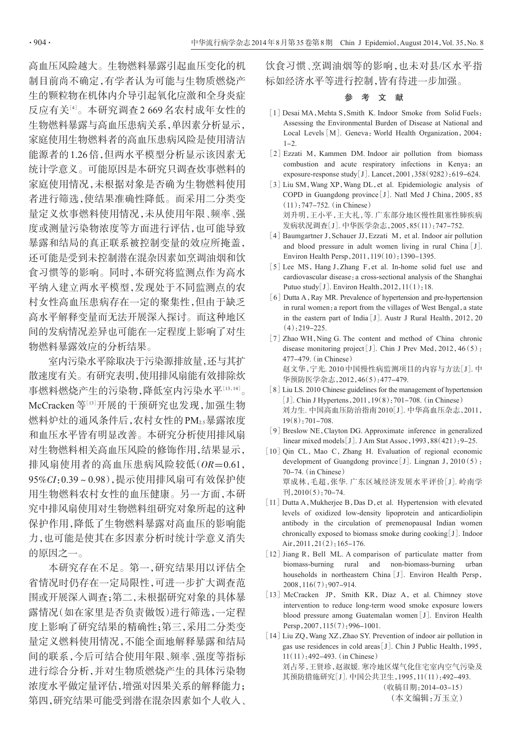高血压风险越大。生物燃料暴露引起血压变化的机制目前尚不确定，有学者认为可能与生物质燃烧产生的颗粒物在机体内介导引起氧化应激和全身炎症反应有关[4]。本研究调查2 669名农村成年女性的生物燃料暴露与高血压患病关系，单因素分析显示，家庭使用生物燃料者的高血压患病风险是使用清洁能源者的1.26倍，但两水平模型分析显示该因素无统计学意义。可能原因是本研究只调查炊事燃料的家庭使用情况，未根据对象是否确为生物燃料使用者进行筛选，使结果准确性降低。而采用二分类变量定义炊事燃料使用情况，未从使用年限、频率、强度或测量污染物浓度等方面进行评估，也可能导致暴露和结局的真正联系被控制变量的效应所掩盖，还可能是受到未控制潜在混杂因素如烹调油烟和饮食习惯等的影响。同时，本研究将监测点作为高水平纳入建立两水平模型，发现处于不同监测点的农村女性高血压患病存在一定的聚集性，但由于缺乏高水平解释变量而无法开展深入探讨。而这种地区间的发病情况差异也可能在一定程度上影响了对生物燃料暴露效应的分析结果。

室内污染水平除取决于污染源排放量，还与其扩散速度有关。有研究表明，使用排风扇能有效排除炊事燃料燃烧产生的污染物，降低室内污染水平[13,14]。McCracken等[13]开展的干预研究也发现，加强生物燃料炉灶的通风条件后，农村女性的$PM_{2.5}$暴露浓度和血压水平皆有明显改善。本研究分析使用排风扇对生物燃料相关高血压风险的修饰作用，结果显示，排风扇使用者的高血压患病风险较低（$OR$=0.61，95%$CI$：0.39～0.98），提示使用排风扇可有效保护使用生物燃料农村女性的血压健康。另一方面，本研究中排风扇使用对生物燃料组研究对象所起的这种保护作用，降低了生物燃料暴露对高血压的影响能力，也可能是使其在多因素分析时统计学意义消失的原因之一。

本研究存在不足。第一，研究结果用以评估全省情况时仍存在一定局限性，可进一步扩大调查范围或开展深入调查；第二，未根据研究对象的具体暴露情况（如在家里是否负责做饭）进行筛选，一定程度上影响了研究结果的精确性；第三，采用二分类变量定义燃料使用情况，不能全面地解释暴露和结局间的联系，今后可结合使用年限、频率、强度等指标进行综合分析，并对生物质燃烧产生的具体污染物浓度水平做定量评估，增强对因果关系的解释能力；第四，研究结果可能受到潜在混杂因素如个人收入、饮食习惯、烹调油烟等的影响，也未对县/区水平指标如经济水平等进行控制，皆有待进一步加强。

## 参 考 文 献

[1] Desai MA, Mehta S, Smith K. Indoor Smoke from Solid Fuels: Assessing the Environmental Burden of Disease at National and Local Levels[M]. Geneva: World Health Organization, 2004: 1–2.

[2] Ezzati M, Kammen DM. Indoor air pollution from biomass combustion and acute respiratory infections in Kenya: an exposure-response study[J]. Lancet, 2001, 358(9282): 619–624.

[3] Liu SM, Wang XP, Wang DL, et al. Epidemiologic analysis of COPD in Guangdong province[J]. Natl Med J China, 2005, 85 (11): 747–752. (in Chinese)
刘升明，王小平，王大礼，等. 广东部分地区慢性阻塞性肺疾病发病状况调查[J]. 中华医学杂志，2005，85(11)：747–752.

[4] Baumgartner J, Schauer JJ, Ezzati M, et al. Indoor air pollution and blood pressure in adult women living in rural China[J]. Environ Health Persp, 2011, 119(10): 1390–1395.

[5] Lee MS, Hang J, Zhang F, et al. In-home solid fuel use and cardiovascular disease: a cross-sectional analysis of the Shanghai Putuo study[J]. Environ Health, 2012, 11(1): 18.

[6] Dutta A, Ray MR. Prevalence of hypertension and pre-hypertension in rural women: a report from the villages of West Bengal, a state in the eastern part of India[J]. Austr J Rural Health, 2012, 20 (4): 219–225.

[7] Zhao WH, Ning G. The content and method of China chronic disease monitoring project[J]. Chin J Prev Med, 2012, 46(5): 477–479. (in Chinese)
赵文华，宁光. 2010中国慢性病监测项目的内容与方法[J]. 中华预防医学杂志，2012，46(5)：477–479.

[8] Liu LS. 2010 Chinese guidelines for the management of hypertension [J]. Chin J Hypertens, 2011, 19(8): 701–708. (in Chinese)
刘力生. 中国高血压防治指南2010[J]. 中华高血压杂志，2011，19(8)：701–708.

[9] Breslow NE, Clayton DG. Approximate inference in generalized linear mixed models[J]. J Am Stat Assoc, 1993, 88(421): 9–25.

[10] Qin CL, Mao C, Zhang H. Evaluation of regional economic development of Guangdong province[J]. Lingnan J, 2010(5): 70–74. (in Chinese)
覃成林，毛超，张华. 广东区域经济发展水平评价[J]. 岭南学刊，2010(5)：70–74.

[11] Dutta A, Mukherjee B, Das D, et al. Hypertension with elevated levels of oxidized low-density lipoprotein and anticardiolipin antibody in the circulation of premenopausal Indian women chronically exposed to biomass smoke during cooking[J]. Indoor Air, 2011, 21(2): 165–176.

[12] Jiang R, Bell ML. A comparison of particulate matter from biomass-burning rural and non-biomass-burning urban households in northeastern China[J]. Environ Health Persp, 2008, 116(7): 907–914.

[13] McCracken JP, Smith KR, Díaz A, et al. Chimney stove intervention to reduce long-term wood smoke exposure lowers blood pressure among Guatemalan women[J]. Environ Health Persp, 2007, 115(7): 996–1001.

[14] Liu ZQ, Wang XZ, Zhao SY. Prevention of indoor air pollution in gas use residences in cold areas[J]. Chin J Public Health, 1995, 11(11): 492–493. (in Chinese)
刘占琴，王贤珍，赵淑媛. 寒冷地区煤气化住宅室内空气污染及其防指措施研究[J]. 中国公共卫生，1995，11(11)：492–493.

（收稿日期：2014-03-15）

（本文编辑：万玉立）